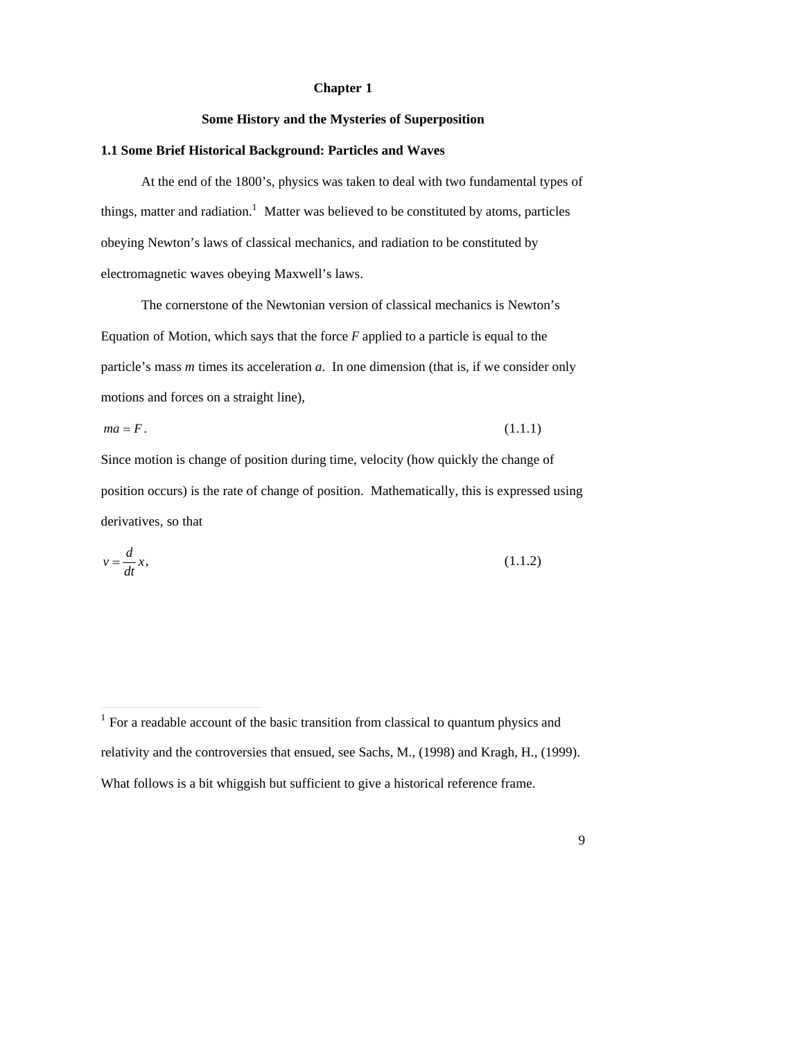# Chapter 1

## Some History and the Mysteries of Superposition

### 1.1 Some Brief Historical Background: Particles and Waves

At the end of the 1800's, physics was taken to deal with two fundamental types of things, matter and radiation.[1] Matter was believed to be constituted by atoms, particles obeying Newton's laws of classical mechanics, and radiation to be constituted by electromagnetic waves obeying Maxwell's laws.

The cornerstone of the Newtonian version of classical mechanics is Newton's Equation of Motion, which says that the force $F$ applied to a particle is equal to the particle's mass $m$ times its acceleration $a$. In one dimension (that is, if we consider only motions and forces on a straight line),

$$ma = F. \tag{1.1.1}$$

Since motion is change of position during time, velocity (how quickly the change of position occurs) is the rate of change of position. Mathematically, this is expressed using derivatives, so that

$$v = \frac{d}{dt}x, \tag{1.1.2}$$

---

[1] For a readable account of the basic transition from classical to quantum physics and relativity and the controversies that ensued, see Sachs, M., (1998) and Kragh, H., (1999). What follows is a bit whiggish but sufficient to give a historical reference frame.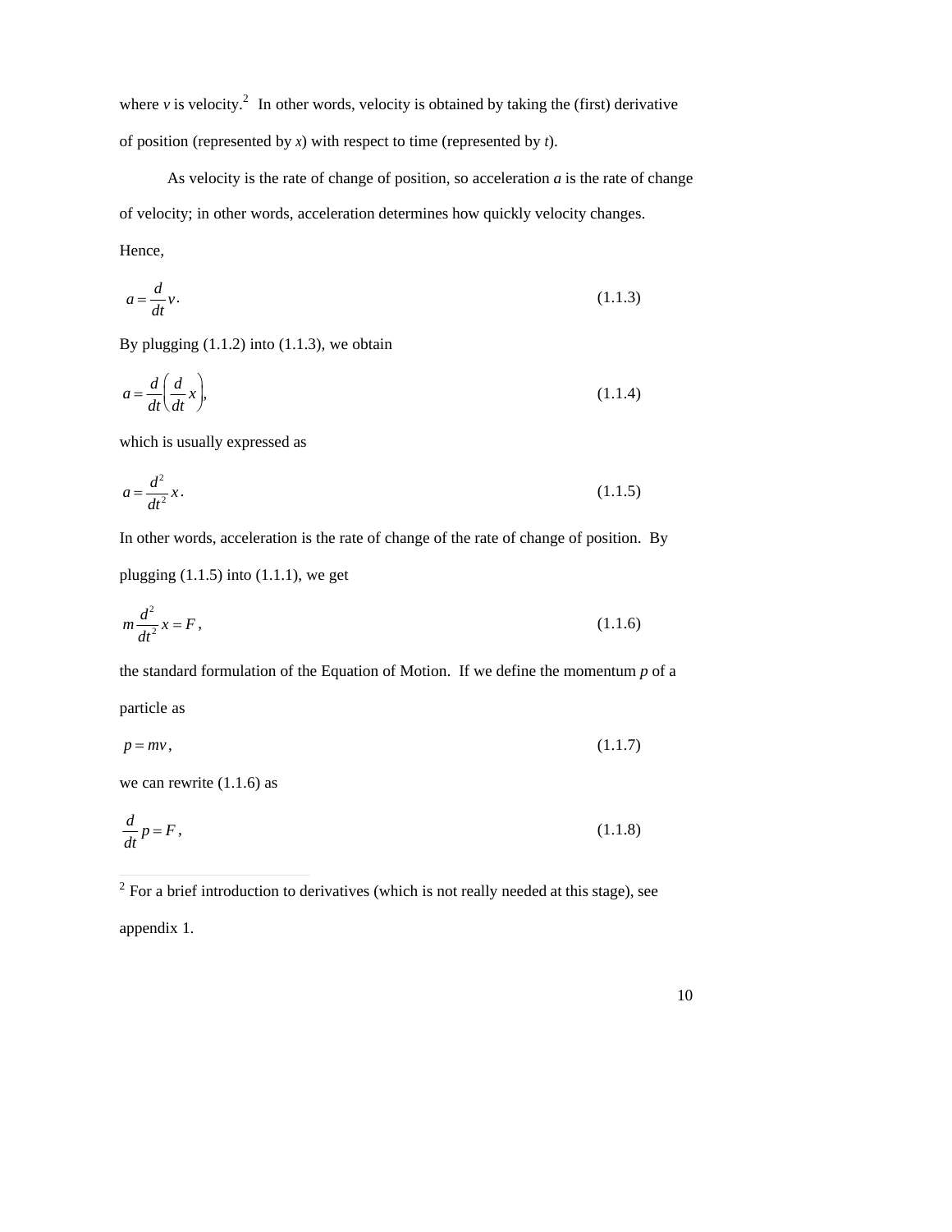where $v$ is velocity.[2] In other words, velocity is obtained by taking the (first) derivative of position (represented by $x$) with respect to time (represented by $t$).

As velocity is the rate of change of position, so acceleration $a$ is the rate of change of velocity; in other words, acceleration determines how quickly velocity changes. Hence,

$$a = \frac{d}{dt} v. \tag{1.1.3}$$

By plugging (1.1.2) into (1.1.3), we obtain

$$a = \frac{d}{dt}\left(\frac{d}{dt} x\right), \tag{1.1.4}$$

which is usually expressed as

$$a = \frac{d^2}{dt^2} x. \tag{1.1.5}$$

In other words, acceleration is the rate of change of the rate of change of position. By plugging (1.1.5) into (1.1.1), we get

$$m \frac{d^2}{dt^2} x = F, \tag{1.1.6}$$

the standard formulation of the Equation of Motion. If we define the momentum $p$ of a particle as

$$p = mv, \tag{1.1.7}$$

we can rewrite (1.1.6) as

$$\frac{d}{dt} p = F, \tag{1.1.8}$$

---

[2] For a brief introduction to derivatives (which is not really needed at this stage), see appendix 1.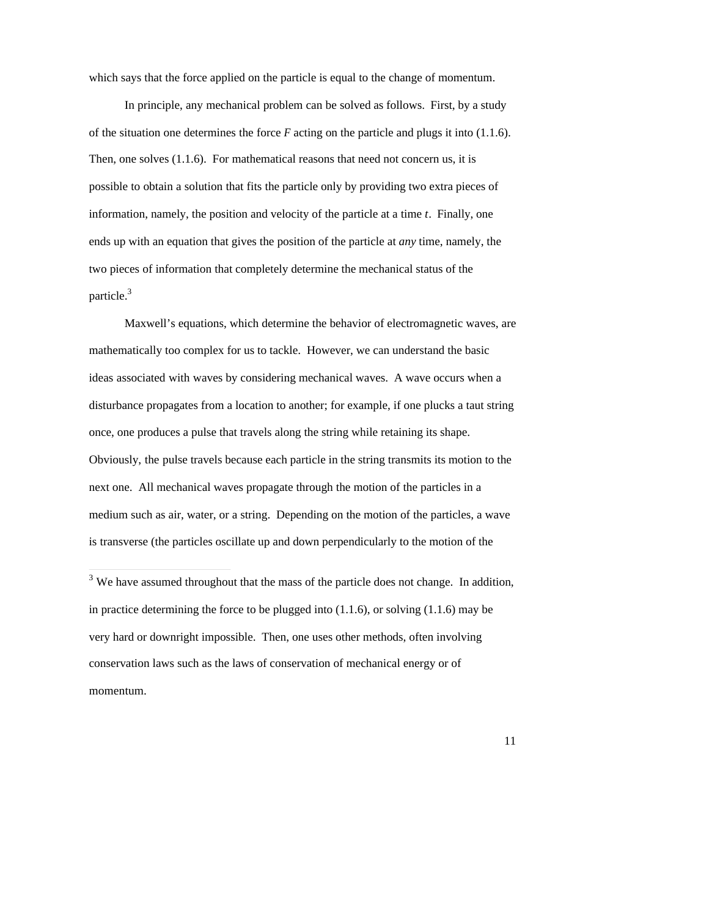which says that the force applied on the particle is equal to the change of momentum.

In principle, any mechanical problem can be solved as follows. First, by a study of the situation one determines the force $F$ acting on the particle and plugs it into (1.1.6). Then, one solves (1.1.6). For mathematical reasons that need not concern us, it is possible to obtain a solution that fits the particle only by providing two extra pieces of information, namely, the position and velocity of the particle at a time $t$. Finally, one ends up with an equation that gives the position of the particle at *any* time, namely, the two pieces of information that completely determine the mechanical status of the particle.[3]

Maxwell's equations, which determine the behavior of electromagnetic waves, are mathematically too complex for us to tackle. However, we can understand the basic ideas associated with waves by considering mechanical waves. A wave occurs when a disturbance propagates from a location to another; for example, if one plucks a taut string once, one produces a pulse that travels along the string while retaining its shape. Obviously, the pulse travels because each particle in the string transmits its motion to the next one. All mechanical waves propagate through the motion of the particles in a medium such as air, water, or a string. Depending on the motion of the particles, a wave is transverse (the particles oscillate up and down perpendicularly to the motion of the

---

[3] We have assumed throughout that the mass of the particle does not change. In addition, in practice determining the force to be plugged into (1.1.6), or solving (1.1.6) may be very hard or downright impossible. Then, one uses other methods, often involving conservation laws such as the laws of conservation of mechanical energy or of momentum.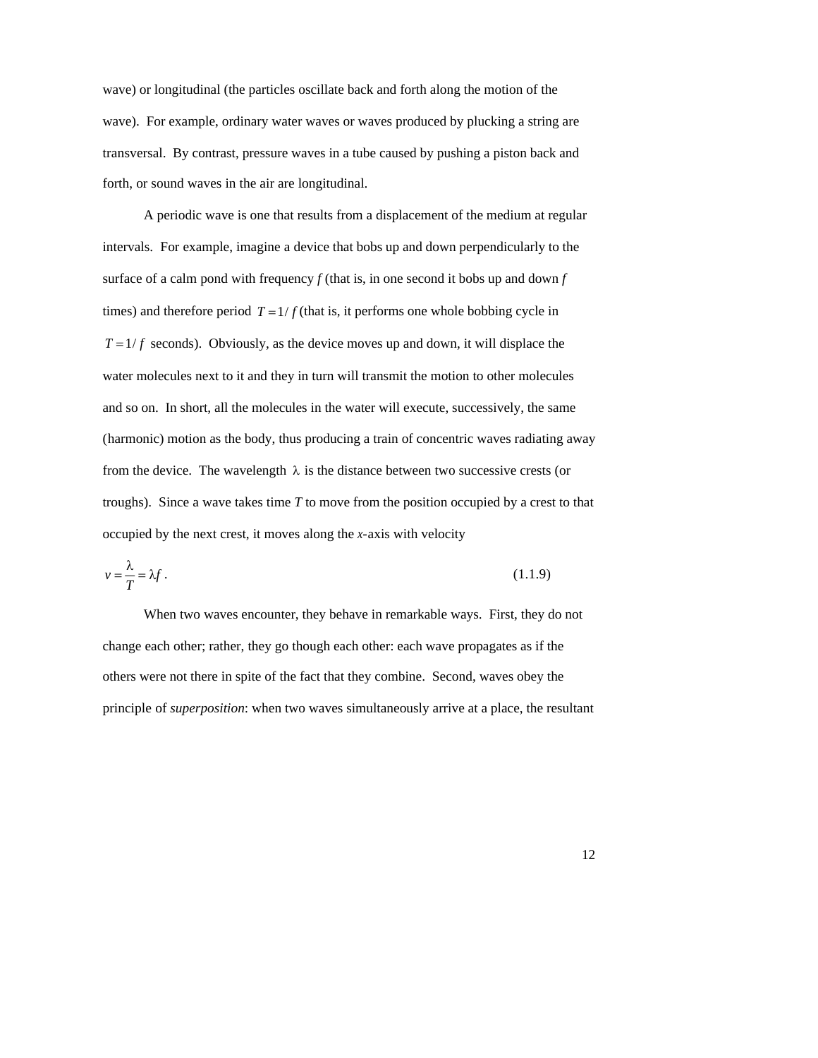wave) or longitudinal (the particles oscillate back and forth along the motion of the wave). For example, ordinary water waves or waves produced by plucking a string are transversal. By contrast, pressure waves in a tube caused by pushing a piston back and forth, or sound waves in the air are longitudinal.

A periodic wave is one that results from a displacement of the medium at regular intervals. For example, imagine a device that bobs up and down perpendicularly to the surface of a calm pond with frequency $f$ (that is, in one second it bobs up and down $f$ times) and therefore period $T = 1/f$ (that is, it performs one whole bobbing cycle in $T = 1/f$ seconds). Obviously, as the device moves up and down, it will displace the water molecules next to it and they in turn will transmit the motion to other molecules and so on. In short, all the molecules in the water will execute, successively, the same (harmonic) motion as the body, thus producing a train of concentric waves radiating away from the device. The wavelength $\lambda$ is the distance between two successive crests (or troughs). Since a wave takes time $T$ to move from the position occupied by a crest to that occupied by the next crest, it moves along the $x$-axis with velocity

$$v = \frac{\lambda}{T} = \lambda f . \tag{1.1.9}$$

When two waves encounter, they behave in remarkable ways. First, they do not change each other; rather, they go though each other: each wave propagates as if the others were not there in spite of the fact that they combine. Second, waves obey the principle of *superposition*: when two waves simultaneously arrive at a place, the resultant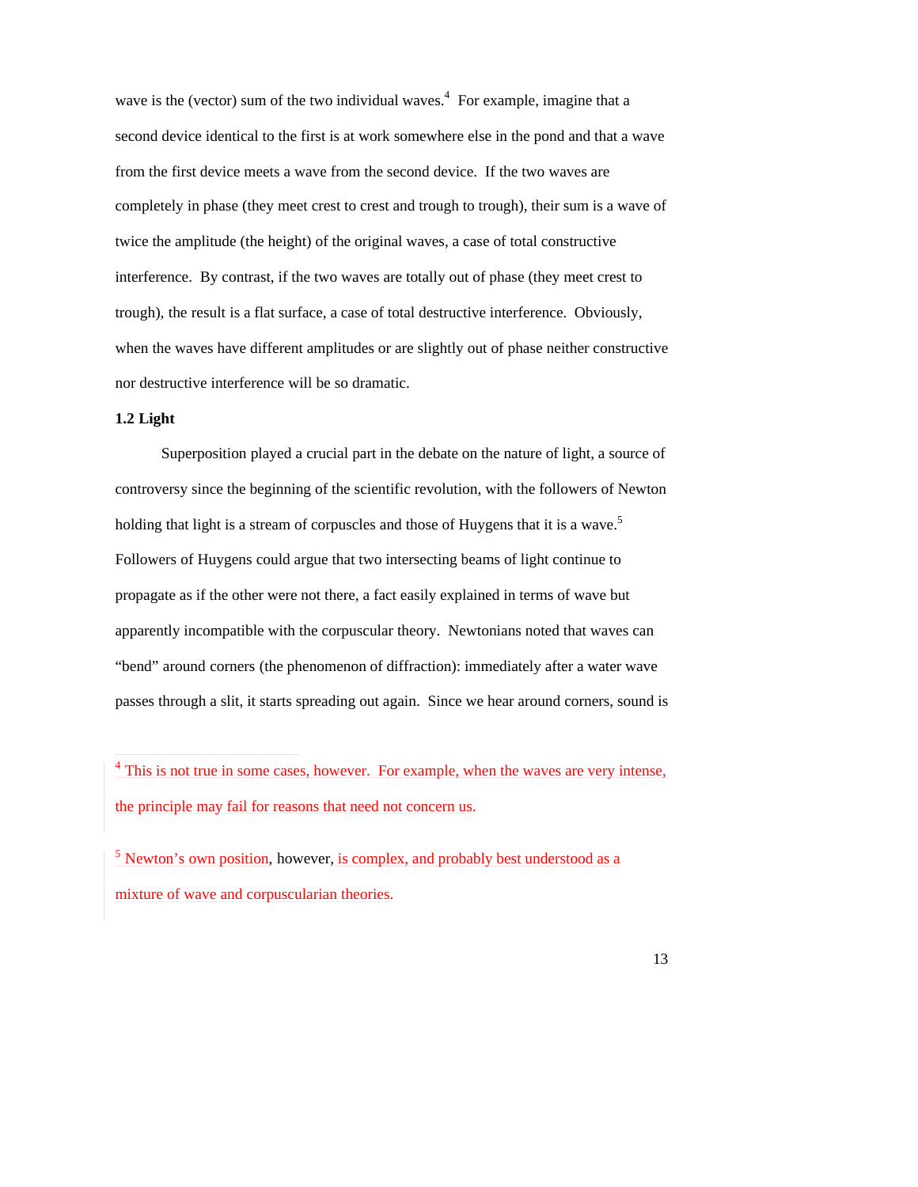wave is the (vector) sum of the two individual waves.[4] For example, imagine that a second device identical to the first is at work somewhere else in the pond and that a wave from the first device meets a wave from the second device. If the two waves are completely in phase (they meet crest to crest and trough to trough), their sum is a wave of twice the amplitude (the height) of the original waves, a case of total constructive interference. By contrast, if the two waves are totally out of phase (they meet crest to trough), the result is a flat surface, a case of total destructive interference. Obviously, when the waves have different amplitudes or are slightly out of phase neither constructive nor destructive interference will be so dramatic.

**1.2 Light**

Superposition played a crucial part in the debate on the nature of light, a source of controversy since the beginning of the scientific revolution, with the followers of Newton holding that light is a stream of corpuscles and those of Huygens that it is a wave.[5] Followers of Huygens could argue that two intersecting beams of light continue to propagate as if the other were not there, a fact easily explained in terms of wave but apparently incompatible with the corpuscular theory. Newtonians noted that waves can "bend" around corners (the phenomenon of diffraction): immediately after a water wave passes through a slit, it starts spreading out again. Since we hear around corners, sound is

---

[4] This is not true in some cases, however. For example, when the waves are very intense, the principle may fail for reasons that need not concern us.

[5] Newton's own position, however, is complex, and probably best understood as a mixture of wave and corpuscularian theories.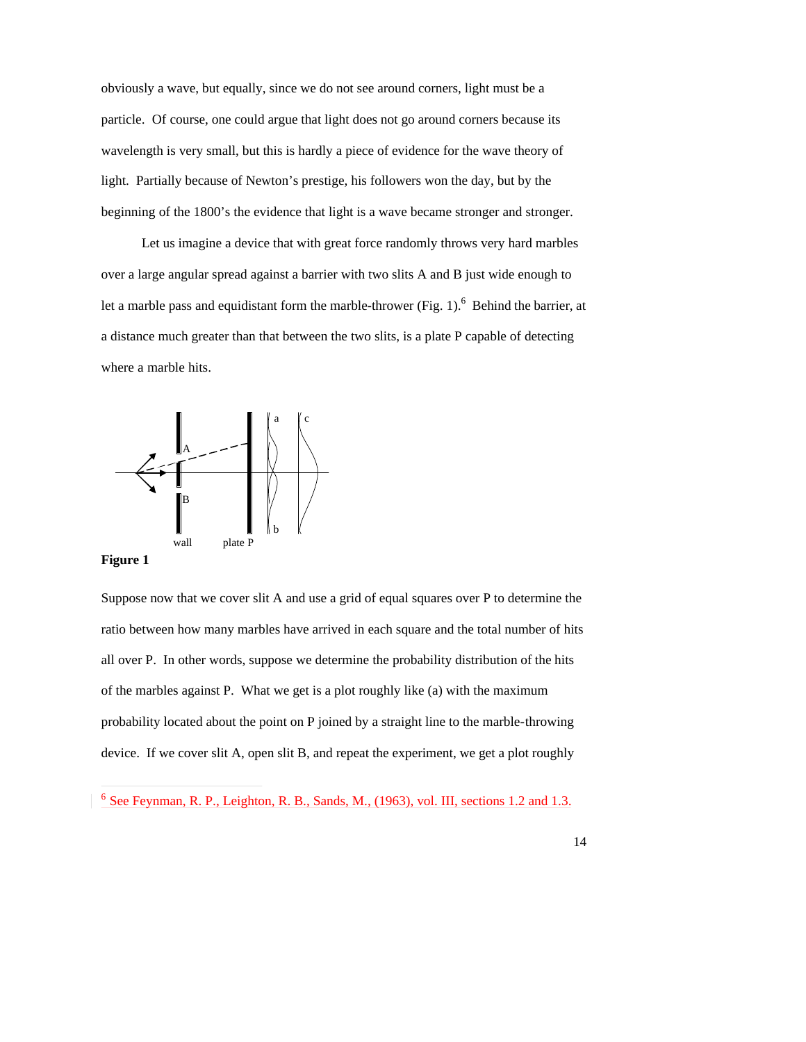obviously a wave, but equally, since we do not see around corners, light must be a particle. Of course, one could argue that light does not go around corners because its wavelength is very small, but this is hardly a piece of evidence for the wave theory of light. Partially because of Newton's prestige, his followers won the day, but by the beginning of the 1800's the evidence that light is a wave became stronger and stronger.

Let us imagine a device that with great force randomly throws very hard marbles over a large angular spread against a barrier with two slits A and B just wide enough to let a marble pass and equidistant form the marble-thrower (Fig. 1).[6] Behind the barrier, at a distance much greater than that between the two slits, is a plate P capable of detecting where a marble hits.

**Figure 1**

Suppose now that we cover slit A and use a grid of equal squares over P to determine the ratio between how many marbles have arrived in each square and the total number of hits all over P. In other words, suppose we determine the probability distribution of the hits of the marbles against P. What we get is a plot roughly like (a) with the maximum probability located about the point on P joined by a straight line to the marble-throwing device. If we cover slit A, open slit B, and repeat the experiment, we get a plot roughly

[6] See Feynman, R. P., Leighton, R. B., Sands, M., (1963), vol. III, sections 1.2 and 1.3.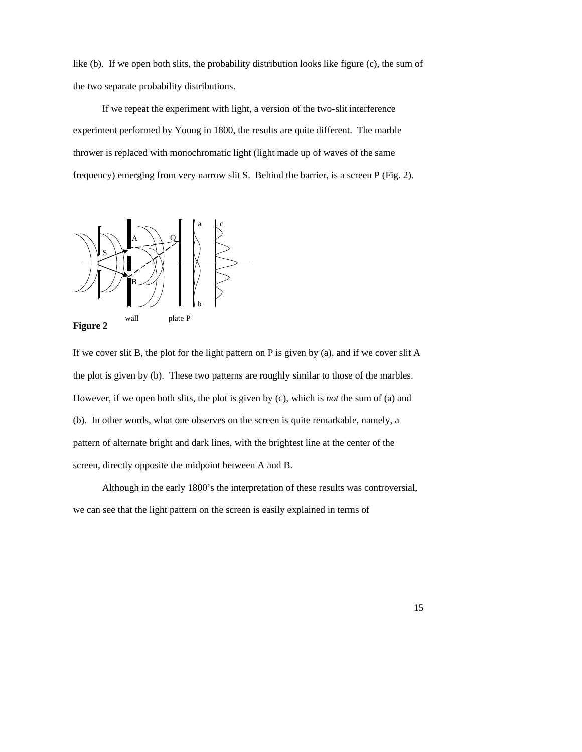like (b). If we open both slits, the probability distribution looks like figure (c), the sum of the two separate probability distributions.

If we repeat the experiment with light, a version of the two-slit interference experiment performed by Young in 1800, the results are quite different. The marble thrower is replaced with monochromatic light (light made up of waves of the same frequency) emerging from very narrow slit S. Behind the barrier, is a screen P (Fig. 2).

**Figure 2**

If we cover slit B, the plot for the light pattern on P is given by (a), and if we cover slit A the plot is given by (b). These two patterns are roughly similar to those of the marbles. However, if we open both slits, the plot is given by (c), which is *not* the sum of (a) and (b). In other words, what one observes on the screen is quite remarkable, namely, a pattern of alternate bright and dark lines, with the brightest line at the center of the screen, directly opposite the midpoint between A and B.

Although in the early 1800's the interpretation of these results was controversial, we can see that the light pattern on the screen is easily explained in terms of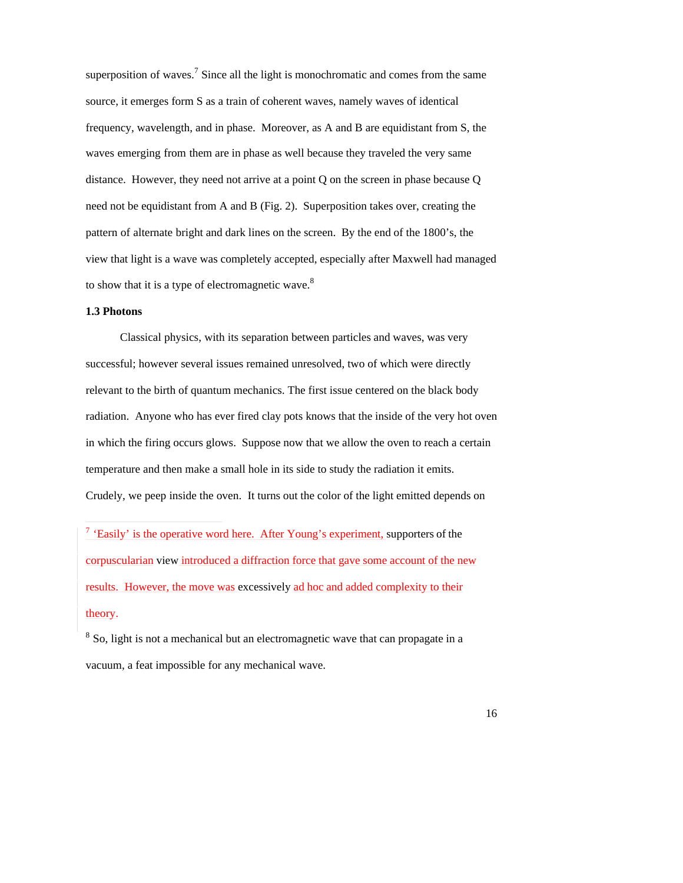superposition of waves.[7] Since all the light is monochromatic and comes from the same source, it emerges form S as a train of coherent waves, namely waves of identical frequency, wavelength, and in phase. Moreover, as A and B are equidistant from S, the waves emerging from them are in phase as well because they traveled the very same distance. However, they need not arrive at a point Q on the screen in phase because Q need not be equidistant from A and B (Fig. 2). Superposition takes over, creating the pattern of alternate bright and dark lines on the screen. By the end of the 1800's, the view that light is a wave was completely accepted, especially after Maxwell had managed to show that it is a type of electromagnetic wave.[8]

### 1.3 Photons

Classical physics, with its separation between particles and waves, was very successful; however several issues remained unresolved, two of which were directly relevant to the birth of quantum mechanics. The first issue centered on the black body radiation. Anyone who has ever fired clay pots knows that the inside of the very hot oven in which the firing occurs glows. Suppose now that we allow the oven to reach a certain temperature and then make a small hole in its side to study the radiation it emits. Crudely, we peep inside the oven. It turns out the color of the light emitted depends on

---

[7] 'Easily' is the operative word here. After Young's experiment, supporters of the corpuscularian view introduced a diffraction force that gave some account of the new results. However, the move was excessively ad hoc and added complexity to their theory.

[8] So, light is not a mechanical but an electromagnetic wave that can propagate in a vacuum, a feat impossible for any mechanical wave.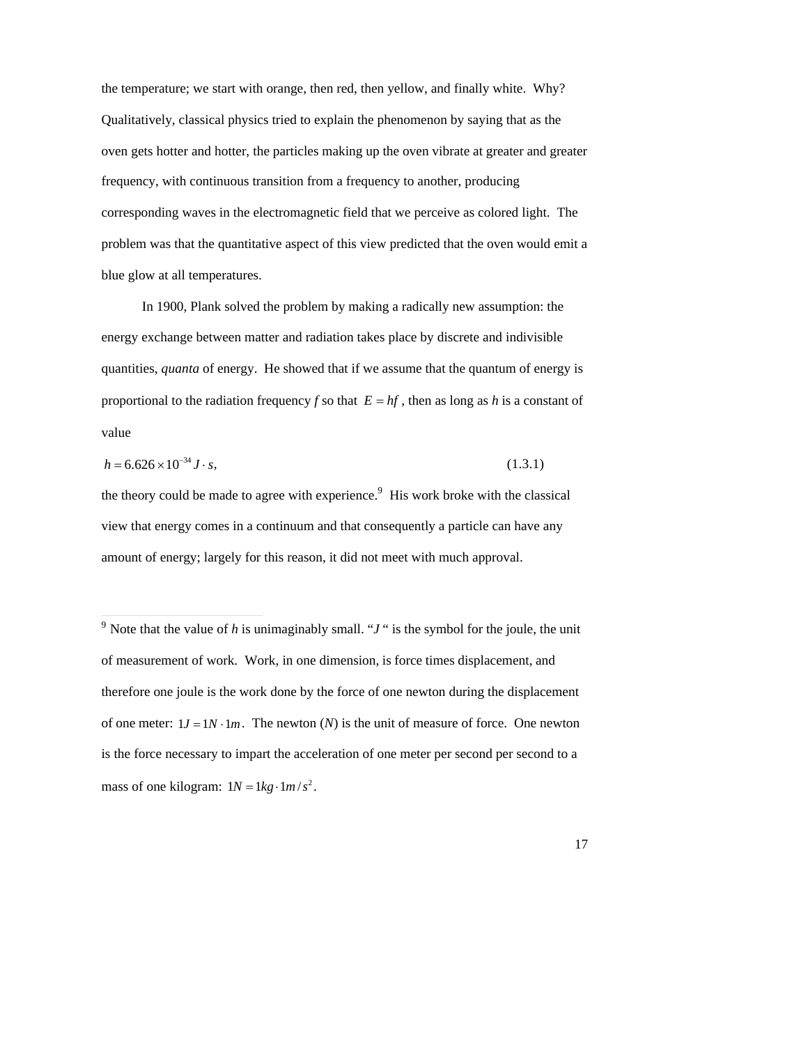the temperature; we start with orange, then red, then yellow, and finally white. Why? Qualitatively, classical physics tried to explain the phenomenon by saying that as the oven gets hotter and hotter, the particles making up the oven vibrate at greater and greater frequency, with continuous transition from a frequency to another, producing corresponding waves in the electromagnetic field that we perceive as colored light. The problem was that the quantitative aspect of this view predicted that the oven would emit a blue glow at all temperatures.

In 1900, Plank solved the problem by making a radically new assumption: the energy exchange between matter and radiation takes place by discrete and indivisible quantities, *quanta* of energy. He showed that if we assume that the quantum of energy is proportional to the radiation frequency *f* so that $E = hf$, then as long as *h* is a constant of value

$$h = 6.626 \times 10^{-34} J \cdot s, \tag{1.3.1}$$

the theory could be made to agree with experience.[9] His work broke with the classical view that energy comes in a continuum and that consequently a particle can have any amount of energy; largely for this reason, it did not meet with much approval.

---

[9] Note that the value of *h* is unimaginably small. "*J* " is the symbol for the joule, the unit of measurement of work. Work, in one dimension, is force times displacement, and therefore one joule is the work done by the force of one newton during the displacement of one meter: $1J = 1N \cdot 1m$. The newton (*N*) is the unit of measure of force. One newton is the force necessary to impart the acceleration of one meter per second per second to a mass of one kilogram: $1N = 1kg \cdot 1m/s^2$.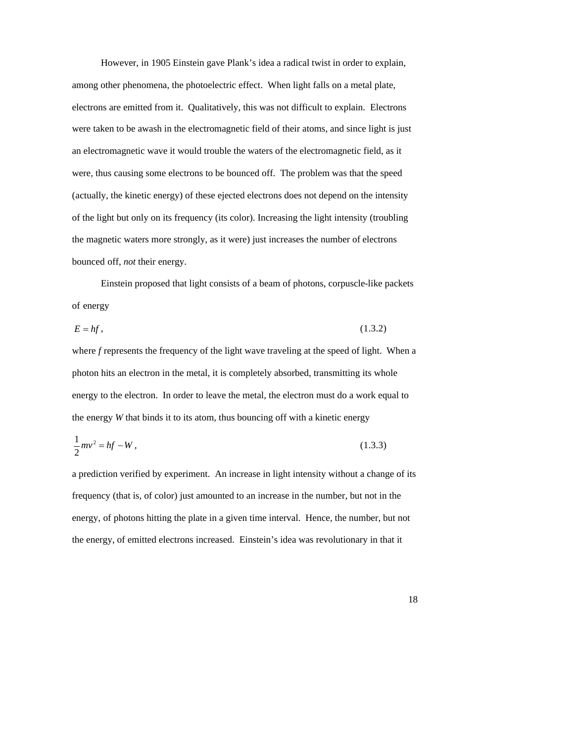However, in 1905 Einstein gave Plank's idea a radical twist in order to explain, among other phenomena, the photoelectric effect. When light falls on a metal plate, electrons are emitted from it. Qualitatively, this was not difficult to explain. Electrons were taken to be awash in the electromagnetic field of their atoms, and since light is just an electromagnetic wave it would trouble the waters of the electromagnetic field, as it were, thus causing some electrons to be bounced off. The problem was that the speed (actually, the kinetic energy) of these ejected electrons does not depend on the intensity of the light but only on its frequency (its color). Increasing the light intensity (troubling the magnetic waters more strongly, as it were) just increases the number of electrons bounced off, *not* their energy.

Einstein proposed that light consists of a beam of photons, corpuscle-like packets of energy

$$E = hf\,, \tag{1.3.2}$$

where $f$ represents the frequency of the light wave traveling at the speed of light. When a photon hits an electron in the metal, it is completely absorbed, transmitting its whole energy to the electron. In order to leave the metal, the electron must do a work equal to the energy $W$ that binds it to its atom, thus bouncing off with a kinetic energy

$$\frac{1}{2}mv^2 = hf - W\,, \tag{1.3.3}$$

a prediction verified by experiment. An increase in light intensity without a change of its frequency (that is, of color) just amounted to an increase in the number, but not in the energy, of photons hitting the plate in a given time interval. Hence, the number, but not the energy, of emitted electrons increased. Einstein's idea was revolutionary in that it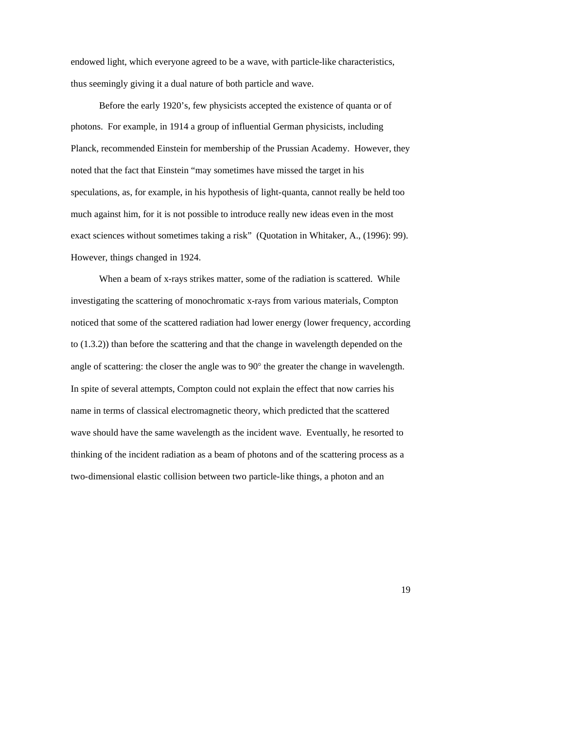endowed light, which everyone agreed to be a wave, with particle-like characteristics, thus seemingly giving it a dual nature of both particle and wave.

Before the early 1920's, few physicists accepted the existence of quanta or of photons. For example, in 1914 a group of influential German physicists, including Planck, recommended Einstein for membership of the Prussian Academy. However, they noted that the fact that Einstein "may sometimes have missed the target in his speculations, as, for example, in his hypothesis of light-quanta, cannot really be held too much against him, for it is not possible to introduce really new ideas even in the most exact sciences without sometimes taking a risk" (Quotation in Whitaker, A., (1996): 99). However, things changed in 1924.

When a beam of x-rays strikes matter, some of the radiation is scattered. While investigating the scattering of monochromatic x-rays from various materials, Compton noticed that some of the scattered radiation had lower energy (lower frequency, according to (1.3.2)) than before the scattering and that the change in wavelength depended on the angle of scattering: the closer the angle was to 90° the greater the change in wavelength. In spite of several attempts, Compton could not explain the effect that now carries his name in terms of classical electromagnetic theory, which predicted that the scattered wave should have the same wavelength as the incident wave. Eventually, he resorted to thinking of the incident radiation as a beam of photons and of the scattering process as a two-dimensional elastic collision between two particle-like things, a photon and an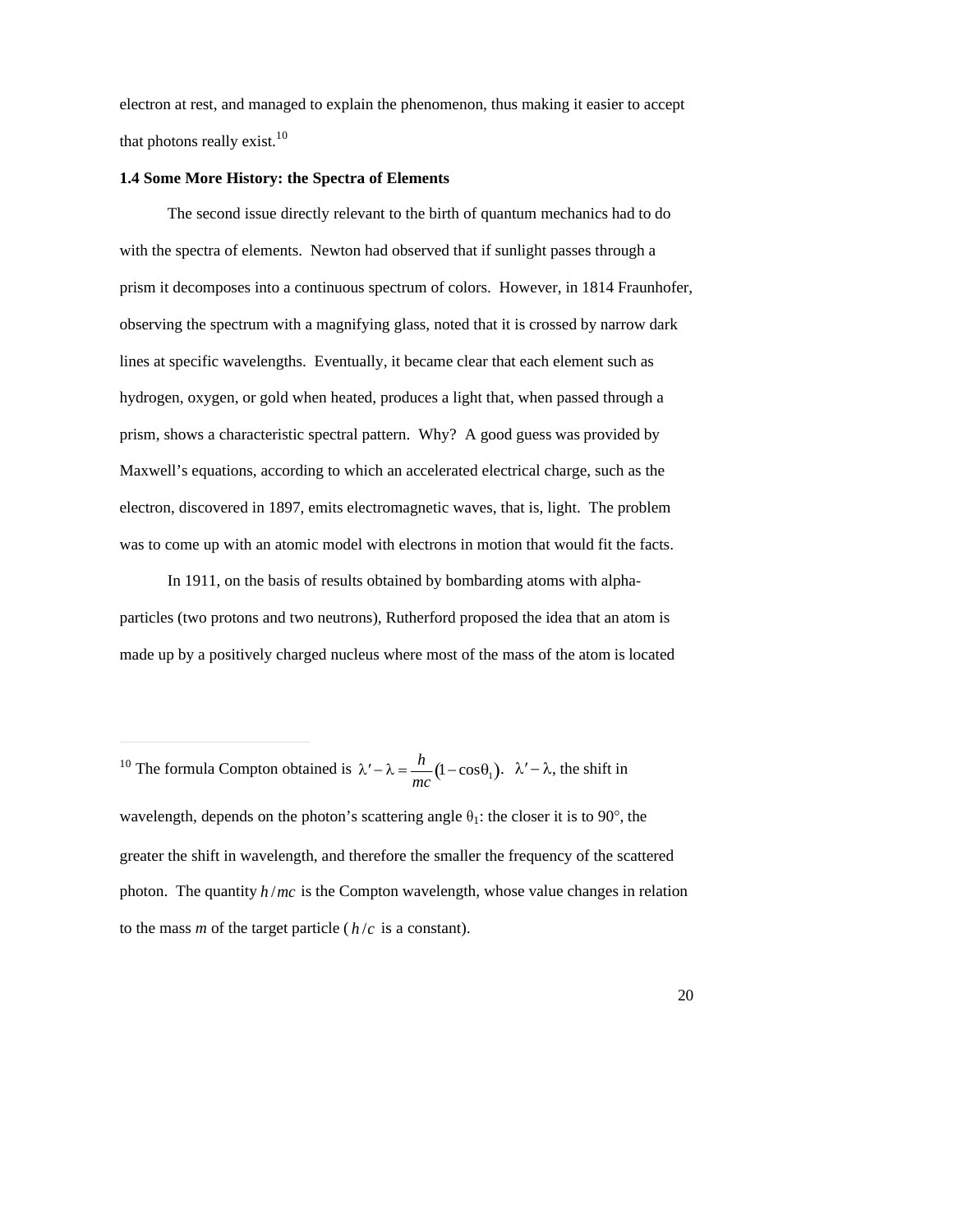electron at rest, and managed to explain the phenomenon, thus making it easier to accept that photons really exist.[10]

**1.4 Some More History: the Spectra of Elements**

The second issue directly relevant to the birth of quantum mechanics had to do with the spectra of elements. Newton had observed that if sunlight passes through a prism it decomposes into a continuous spectrum of colors. However, in 1814 Fraunhofer, observing the spectrum with a magnifying glass, noted that it is crossed by narrow dark lines at specific wavelengths. Eventually, it became clear that each element such as hydrogen, oxygen, or gold when heated, produces a light that, when passed through a prism, shows a characteristic spectral pattern. Why? A good guess was provided by Maxwell's equations, according to which an accelerated electrical charge, such as the electron, discovered in 1897, emits electromagnetic waves, that is, light. The problem was to come up with an atomic model with electrons in motion that would fit the facts.

In 1911, on the basis of results obtained by bombarding atoms with alpha-particles (two protons and two neutrons), Rutherford proposed the idea that an atom is made up by a positively charged nucleus where most of the mass of the atom is located

---

[10] The formula Compton obtained is $\lambda' - \lambda = \frac{h}{mc}(1 - \cos\theta_1)$. $\lambda' - \lambda$, the shift in wavelength, depends on the photon's scattering angle $\theta_1$: the closer it is to 90°, the greater the shift in wavelength, and therefore the smaller the frequency of the scattered photon. The quantity $h/mc$ is the Compton wavelength, whose value changes in relation to the mass *m* of the target particle ($h/c$ is a constant).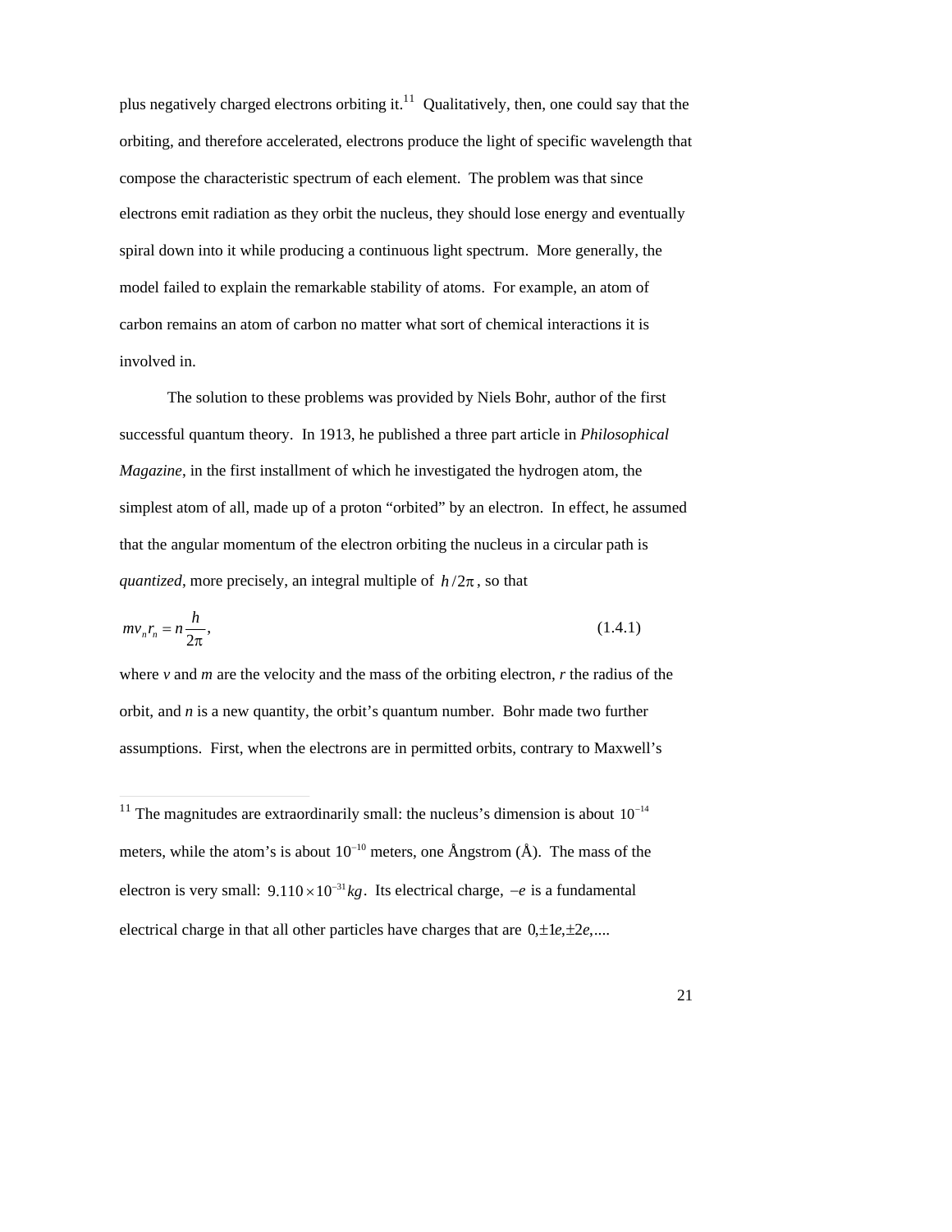plus negatively charged electrons orbiting it.[11] Qualitatively, then, one could say that the orbiting, and therefore accelerated, electrons produce the light of specific wavelength that compose the characteristic spectrum of each element. The problem was that since electrons emit radiation as they orbit the nucleus, they should lose energy and eventually spiral down into it while producing a continuous light spectrum. More generally, the model failed to explain the remarkable stability of atoms. For example, an atom of carbon remains an atom of carbon no matter what sort of chemical interactions it is involved in.

The solution to these problems was provided by Niels Bohr, author of the first successful quantum theory. In 1913, he published a three part article in *Philosophical Magazine*, in the first installment of which he investigated the hydrogen atom, the simplest atom of all, made up of a proton "orbited" by an electron. In effect, he assumed that the angular momentum of the electron orbiting the nucleus in a circular path is *quantized*, more precisely, an integral multiple of $h/2\pi$, so that

$$mv_n r_n = n\frac{h}{2\pi}, \tag{1.4.1}$$

where $v$ and $m$ are the velocity and the mass of the orbiting electron, $r$ the radius of the orbit, and $n$ is a new quantity, the orbit's quantum number. Bohr made two further assumptions. First, when the electrons are in permitted orbits, contrary to Maxwell's

---

[11] The magnitudes are extraordinarily small: the nucleus's dimension is about $10^{-14}$ meters, while the atom's is about $10^{-10}$ meters, one Ångstrom (Å). The mass of the electron is very small: $9.110 \times 10^{-31} kg$. Its electrical charge, $-e$ is a fundamental electrical charge in that all other particles have charges that are $0, \pm 1e, \pm 2e, \ldots$.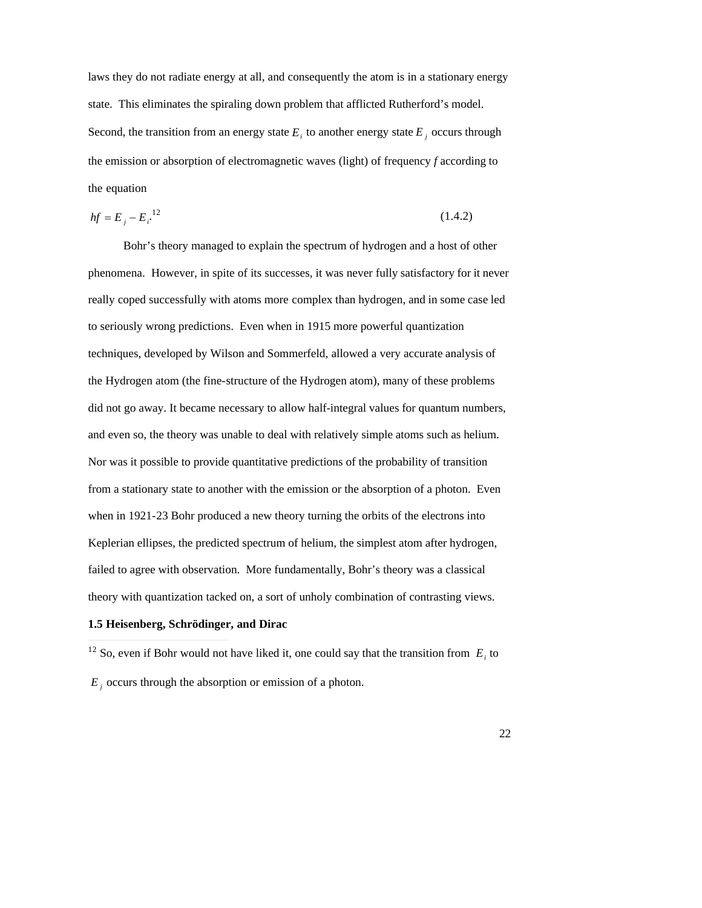laws they do not radiate energy at all, and consequently the atom is in a stationary energy state. This eliminates the spiraling down problem that afflicted Rutherford's model. Second, the transition from an energy state $E_i$ to another energy state $E_j$ occurs through the emission or absorption of electromagnetic waves (light) of frequency *f* according to the equation

$$hf = E_j - E_i. \tag{1.4.2}$$

[12]

Bohr's theory managed to explain the spectrum of hydrogen and a host of other phenomena. However, in spite of its successes, it was never fully satisfactory for it never really coped successfully with atoms more complex than hydrogen, and in some case led to seriously wrong predictions. Even when in 1915 more powerful quantization techniques, developed by Wilson and Sommerfeld, allowed a very accurate analysis of the Hydrogen atom (the fine-structure of the Hydrogen atom), many of these problems did not go away. It became necessary to allow half-integral values for quantum numbers, and even so, the theory was unable to deal with relatively simple atoms such as helium. Nor was it possible to provide quantitative predictions of the probability of transition from a stationary state to another with the emission or the absorption of a photon. Even when in 1921-23 Bohr produced a new theory turning the orbits of the electrons into Keplerian ellipses, the predicted spectrum of helium, the simplest atom after hydrogen, failed to agree with observation. More fundamentally, Bohr's theory was a classical theory with quantization tacked on, a sort of unholy combination of contrasting views.

## 1.5 Heisenberg, Schrödinger, and Dirac

---

[12] So, even if Bohr would not have liked it, one could say that the transition from $E_i$ to $E_j$ occurs through the absorption or emission of a photon.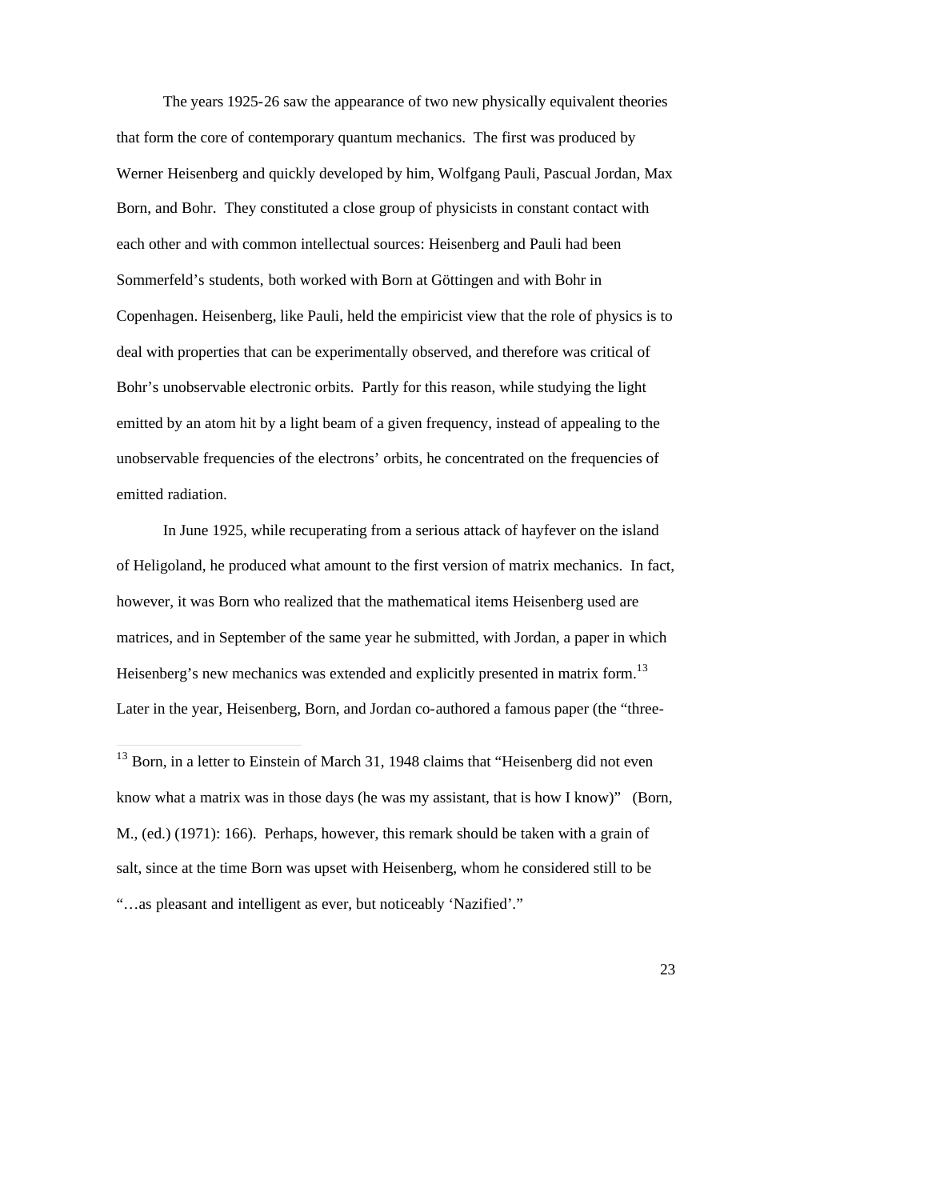The years 1925-26 saw the appearance of two new physically equivalent theories that form the core of contemporary quantum mechanics. The first was produced by Werner Heisenberg and quickly developed by him, Wolfgang Pauli, Pascual Jordan, Max Born, and Bohr. They constituted a close group of physicists in constant contact with each other and with common intellectual sources: Heisenberg and Pauli had been Sommerfeld's students, both worked with Born at Göttingen and with Bohr in Copenhagen. Heisenberg, like Pauli, held the empiricist view that the role of physics is to deal with properties that can be experimentally observed, and therefore was critical of Bohr's unobservable electronic orbits. Partly for this reason, while studying the light emitted by an atom hit by a light beam of a given frequency, instead of appealing to the unobservable frequencies of the electrons' orbits, he concentrated on the frequencies of emitted radiation.

In June 1925, while recuperating from a serious attack of hayfever on the island of Heligoland, he produced what amount to the first version of matrix mechanics. In fact, however, it was Born who realized that the mathematical items Heisenberg used are matrices, and in September of the same year he submitted, with Jordan, a paper in which Heisenberg's new mechanics was extended and explicitly presented in matrix form.[13] Later in the year, Heisenberg, Born, and Jordan co-authored a famous paper (the "three-

[13] Born, in a letter to Einstein of March 31, 1948 claims that "Heisenberg did not even know what a matrix was in those days (he was my assistant, that is how I know)" (Born, M., (ed.) (1971): 166). Perhaps, however, this remark should be taken with a grain of salt, since at the time Born was upset with Heisenberg, whom he considered still to be "…as pleasant and intelligent as ever, but noticeably 'Nazified'."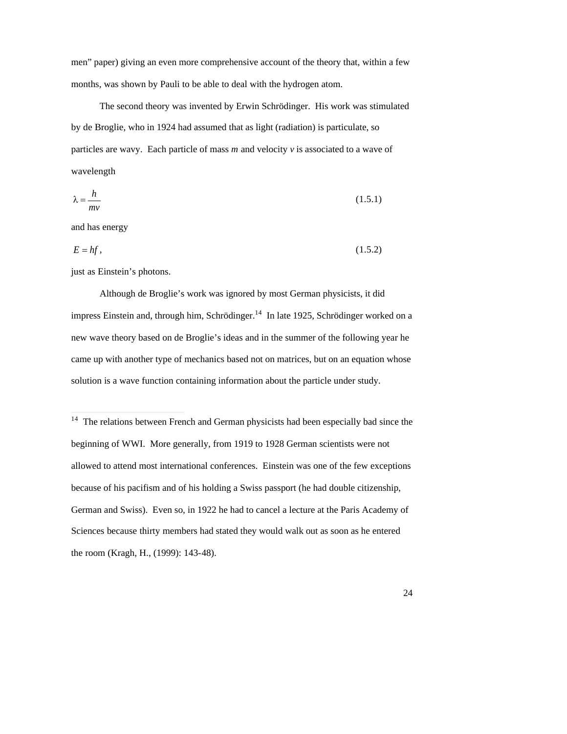men" paper) giving an even more comprehensive account of the theory that, within a few months, was shown by Pauli to be able to deal with the hydrogen atom.

The second theory was invented by Erwin Schrödinger. His work was stimulated by de Broglie, who in 1924 had assumed that as light (radiation) is particulate, so particles are wavy. Each particle of mass $m$ and velocity $v$ is associated to a wave of wavelength

$$\lambda = \frac{h}{mv} \tag{1.5.1}$$

and has energy

$$E = hf, \tag{1.5.2}$$

just as Einstein's photons.

Although de Broglie's work was ignored by most German physicists, it did impress Einstein and, through him, Schrödinger.[14] In late 1925, Schrödinger worked on a new wave theory based on de Broglie's ideas and in the summer of the following year he came up with another type of mechanics based not on matrices, but on an equation whose solution is a wave function containing information about the particle under study.

---

[14] The relations between French and German physicists had been especially bad since the beginning of WWI. More generally, from 1919 to 1928 German scientists were not allowed to attend most international conferences. Einstein was one of the few exceptions because of his pacifism and of his holding a Swiss passport (he had double citizenship, German and Swiss). Even so, in 1922 he had to cancel a lecture at the Paris Academy of Sciences because thirty members had stated they would walk out as soon as he entered the room (Kragh, H., (1999): 143-48).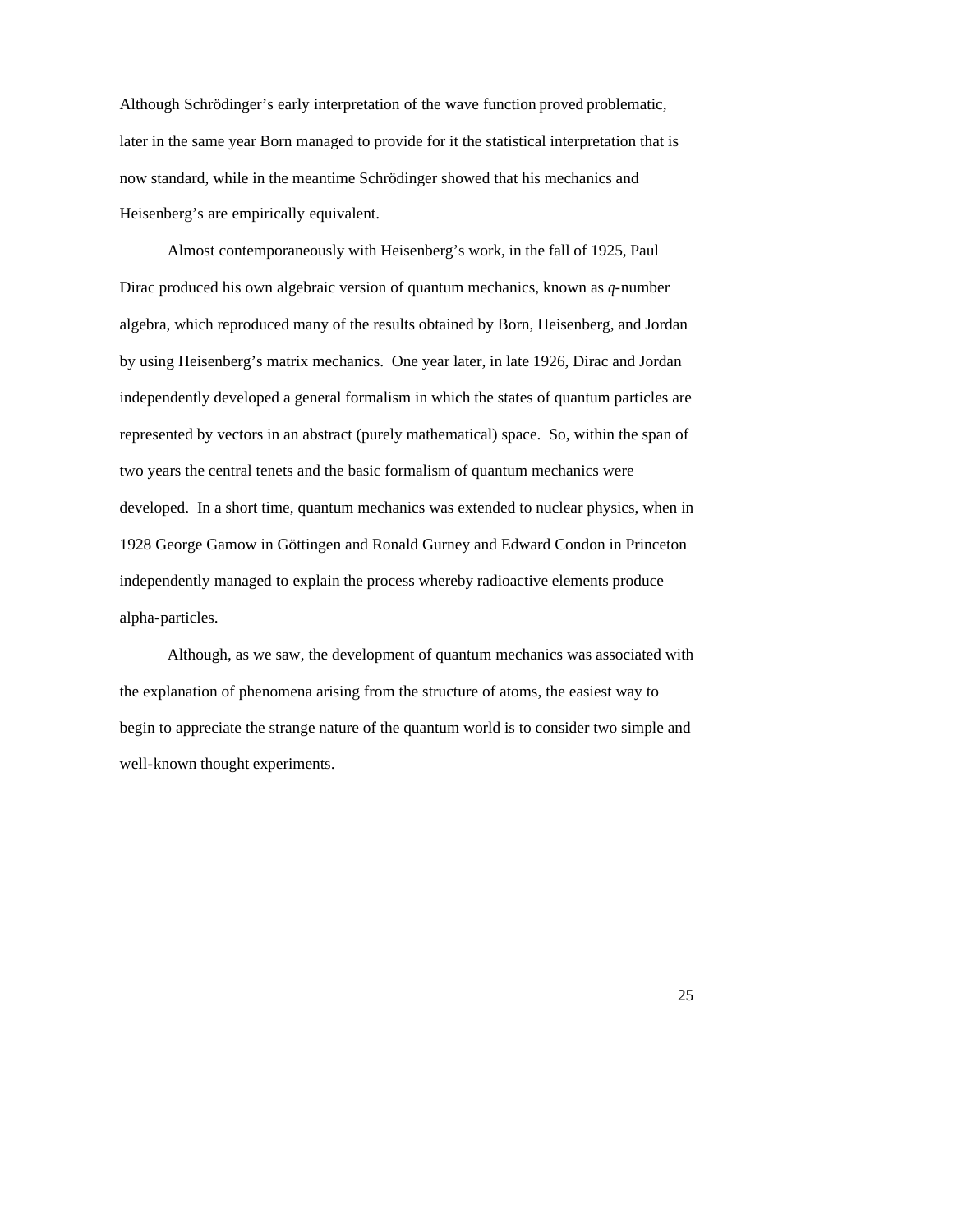Although Schrödinger's early interpretation of the wave function proved problematic, later in the same year Born managed to provide for it the statistical interpretation that is now standard, while in the meantime Schrödinger showed that his mechanics and Heisenberg's are empirically equivalent.

Almost contemporaneously with Heisenberg's work, in the fall of 1925, Paul Dirac produced his own algebraic version of quantum mechanics, known as *q*-number algebra, which reproduced many of the results obtained by Born, Heisenberg, and Jordan by using Heisenberg's matrix mechanics. One year later, in late 1926, Dirac and Jordan independently developed a general formalism in which the states of quantum particles are represented by vectors in an abstract (purely mathematical) space. So, within the span of two years the central tenets and the basic formalism of quantum mechanics were developed. In a short time, quantum mechanics was extended to nuclear physics, when in 1928 George Gamow in Göttingen and Ronald Gurney and Edward Condon in Princeton independently managed to explain the process whereby radioactive elements produce alpha-particles.

Although, as we saw, the development of quantum mechanics was associated with the explanation of phenomena arising from the structure of atoms, the easiest way to begin to appreciate the strange nature of the quantum world is to consider two simple and well-known thought experiments.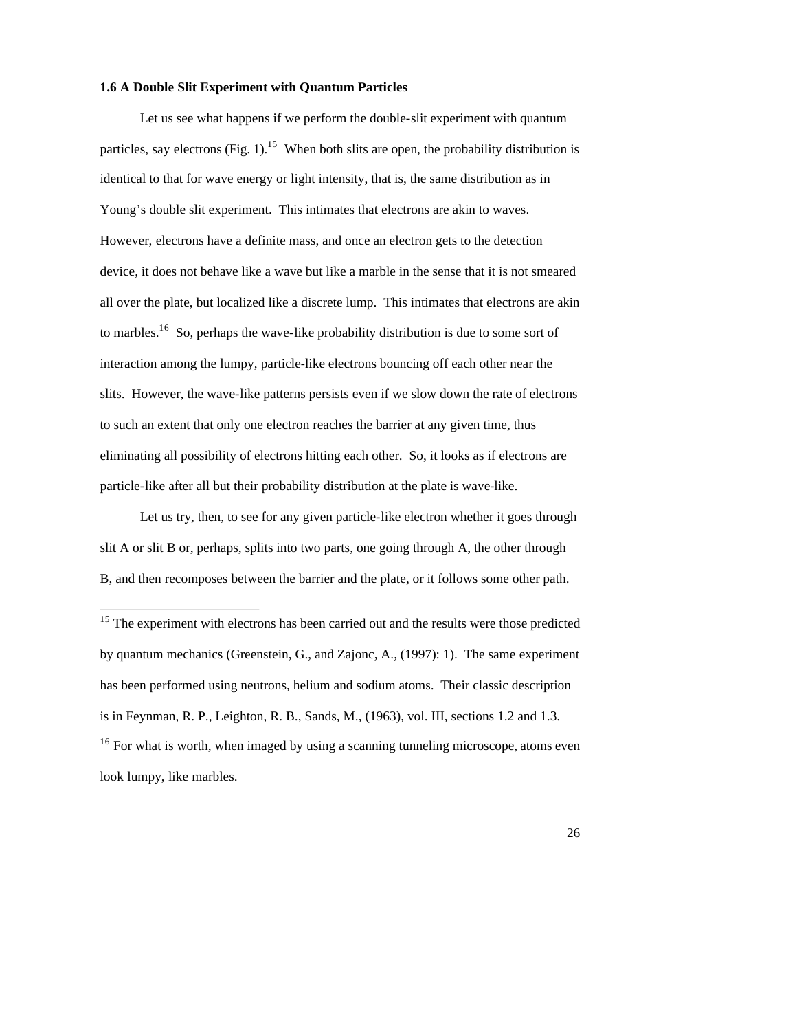### 1.6 A Double Slit Experiment with Quantum Particles

Let us see what happens if we perform the double-slit experiment with quantum particles, say electrons (Fig. 1).[15] When both slits are open, the probability distribution is identical to that for wave energy or light intensity, that is, the same distribution as in Young's double slit experiment. This intimates that electrons are akin to waves. However, electrons have a definite mass, and once an electron gets to the detection device, it does not behave like a wave but like a marble in the sense that it is not smeared all over the plate, but localized like a discrete lump. This intimates that electrons are akin to marbles.[16] So, perhaps the wave-like probability distribution is due to some sort of interaction among the lumpy, particle-like electrons bouncing off each other near the slits. However, the wave-like patterns persists even if we slow down the rate of electrons to such an extent that only one electron reaches the barrier at any given time, thus eliminating all possibility of electrons hitting each other. So, it looks as if electrons are particle-like after all but their probability distribution at the plate is wave-like.

Let us try, then, to see for any given particle-like electron whether it goes through slit A or slit B or, perhaps, splits into two parts, one going through A, the other through B, and then recomposes between the barrier and the plate, or it follows some other path.

---

[15] The experiment with electrons has been carried out and the results were those predicted by quantum mechanics (Greenstein, G., and Zajonc, A., (1997): 1). The same experiment has been performed using neutrons, helium and sodium atoms. Their classic description is in Feynman, R. P., Leighton, R. B., Sands, M., (1963), vol. III, sections 1.2 and 1.3.

[16] For what is worth, when imaged by using a scanning tunneling microscope, atoms even look lumpy, like marbles.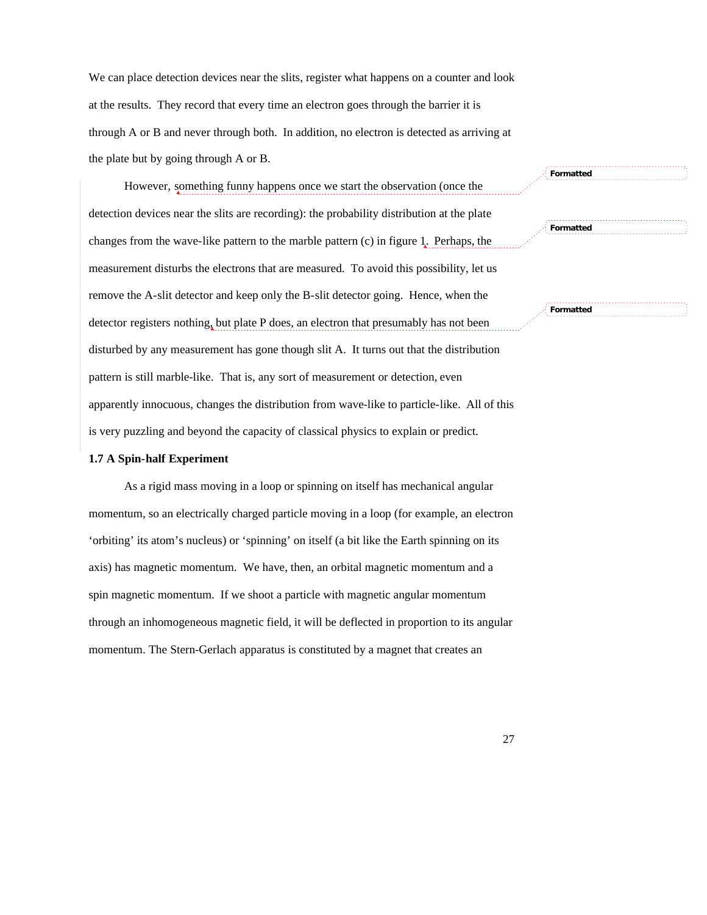We can place detection devices near the slits, register what happens on a counter and look at the results. They record that every time an electron goes through the barrier it is through A or B and never through both. In addition, no electron is detected as arriving at the plate but by going through A or B.

However, something funny happens once we start the observation (once the detection devices near the slits are recording): the probability distribution at the plate changes from the wave-like pattern to the marble pattern (c) in figure 1. Perhaps, the measurement disturbs the electrons that are measured. To avoid this possibility, let us remove the A-slit detector and keep only the B-slit detector going. Hence, when the detector registers nothing, but plate P does, an electron that presumably has not been disturbed by any measurement has gone though slit A. It turns out that the distribution pattern is still marble-like. That is, any sort of measurement or detection, even apparently innocuous, changes the distribution from wave-like to particle-like. All of this is very puzzling and beyond the capacity of classical physics to explain or predict.

### 1.7 A Spin-half Experiment

As a rigid mass moving in a loop or spinning on itself has mechanical angular momentum, so an electrically charged particle moving in a loop (for example, an electron 'orbiting' its atom's nucleus) or 'spinning' on itself (a bit like the Earth spinning on its axis) has magnetic momentum. We have, then, an orbital magnetic momentum and a spin magnetic momentum. If we shoot a particle with magnetic angular momentum through an inhomogeneous magnetic field, it will be deflected in proportion to its angular momentum. The Stern-Gerlach apparatus is constituted by a magnet that creates an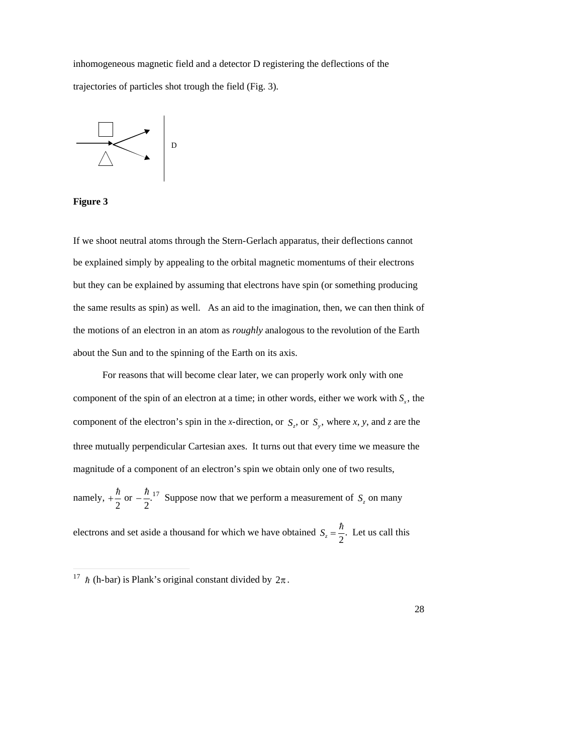inhomogeneous magnetic field and a detector D registering the deflections of the trajectories of particles shot trough the field (Fig. 3).

D

**Figure 3**

If we shoot neutral atoms through the Stern-Gerlach apparatus, their deflections cannot be explained simply by appealing to the orbital magnetic momentums of their electrons but they can be explained by assuming that electrons have spin (or something producing the same results as spin) as well. As an aid to the imagination, then, we can then think of the motions of an electron in an atom as *roughly* analogous to the revolution of the Earth about the Sun and to the spinning of the Earth on its axis.

For reasons that will become clear later, we can properly work only with one component of the spin of an electron at a time; in other words, either we work with $S_x$, the component of the electron's spin in the *x*-direction, or $S_z$, or $S_y$, where *x*, *y*, and *z* are the three mutually perpendicular Cartesian axes. It turns out that every time we measure the magnitude of a component of an electron's spin we obtain only one of two results, namely, $+\frac{\hbar}{2}$ or $-\frac{\hbar}{2}$.[17] Suppose now that we perform a measurement of $S_z$ on many electrons and set aside a thousand for which we have obtained $S_z = \frac{\hbar}{2}$. Let us call this

[17] $\hbar$ (h-bar) is Plank's original constant divided by $2\pi$.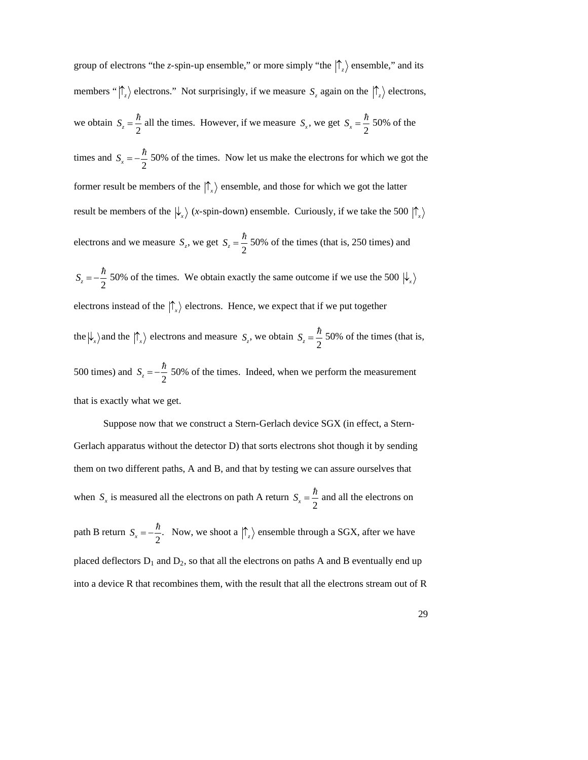group of electrons "the *z*-spin-up ensemble," or more simply "the $|\uparrow_z\rangle$ ensemble," and its members "$|\uparrow_z\rangle$ electrons." Not surprisingly, if we measure $S_z$ again on the $|\uparrow_z\rangle$ electrons, we obtain $S_z = \frac{\hbar}{2}$ all the times. However, if we measure $S_x$, we get $S_x = \frac{\hbar}{2}$ 50% of the times and $S_x = -\frac{\hbar}{2}$ 50% of the times. Now let us make the electrons for which we got the former result be members of the $|\uparrow_x\rangle$ ensemble, and those for which we got the latter result be members of the $|\downarrow_x\rangle$ (*x*-spin-down) ensemble. Curiously, if we take the 500 $|\uparrow_x\rangle$ electrons and we measure $S_z$, we get $S_z = \frac{\hbar}{2}$ 50% of the times (that is, 250 times) and $S_z = -\frac{\hbar}{2}$ 50% of the times. We obtain exactly the same outcome if we use the 500 $|\downarrow_x\rangle$ electrons instead of the $|\uparrow_x\rangle$ electrons. Hence, we expect that if we put together the $|\downarrow_x\rangle$ and the $|\uparrow_x\rangle$ electrons and measure $S_z$, we obtain $S_z = \frac{\hbar}{2}$ 50% of the times (that is, 500 times) and $S_z = -\frac{\hbar}{2}$ 50% of the times. Indeed, when we perform the measurement that is exactly what we get.

Suppose now that we construct a Stern-Gerlach device SGX (in effect, a Stern-Gerlach apparatus without the detector D) that sorts electrons shot though it by sending them on two different paths, A and B, and that by testing we can assure ourselves that when $S_x$ is measured all the electrons on path A return $S_x = \frac{\hbar}{2}$ and all the electrons on path B return $S_x = -\frac{\hbar}{2}$. Now, we shoot a $|\uparrow_z\rangle$ ensemble through a SGX, after we have placed deflectors $D_1$ and $D_2$, so that all the electrons on paths A and B eventually end up into a device R that recombines them, with the result that all the electrons stream out of R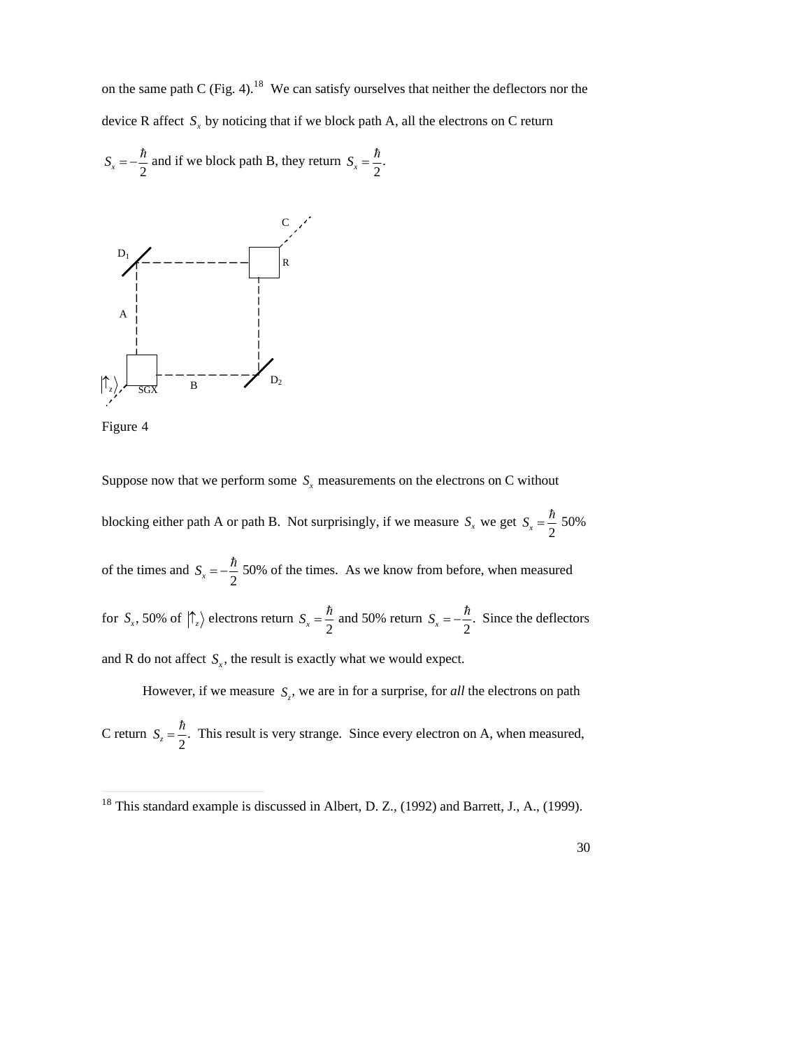on the same path C (Fig. 4).[18] We can satisfy ourselves that neither the deflectors nor the device R affect $S_x$ by noticing that if we block path A, all the electrons on C return $S_x = -\frac{\hbar}{2}$ and if we block path B, they return $S_x = \frac{\hbar}{2}$.

Figure 4

Suppose now that we perform some $S_x$ measurements on the electrons on C without blocking either path A or path B. Not surprisingly, if we measure $S_x$ we get $S_x = \frac{\hbar}{2}$ 50% of the times and $S_x = -\frac{\hbar}{2}$ 50% of the times. As we know from before, when measured for $S_x$, 50% of $|\uparrow_z\rangle$ electrons return $S_x = \frac{\hbar}{2}$ and 50% return $S_x = -\frac{\hbar}{2}$. Since the deflectors and R do not affect $S_x$, the result is exactly what we would expect.

However, if we measure $S_z$, we are in for a surprise, for *all* the electrons on path C return $S_z = \frac{\hbar}{2}$. This result is very strange. Since every electron on A, when measured,

[18] This standard example is discussed in Albert, D. Z., (1992) and Barrett, J., A., (1999).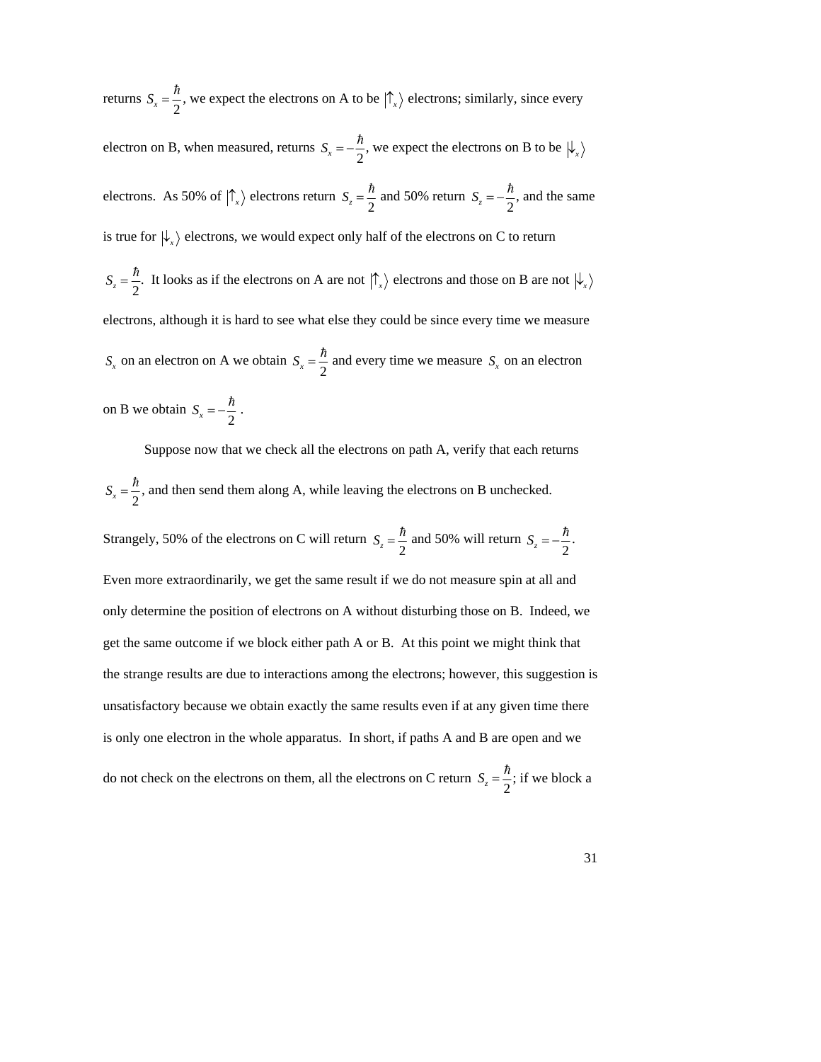returns $S_x = \frac{\hbar}{2}$, we expect the electrons on A to be $|\uparrow_x\rangle$ electrons; similarly, since every electron on B, when measured, returns $S_x = -\frac{\hbar}{2}$, we expect the electrons on B to be $|\downarrow_x\rangle$ electrons. As 50% of $|\uparrow_x\rangle$ electrons return $S_z = \frac{\hbar}{2}$ and 50% return $S_z = -\frac{\hbar}{2}$, and the same is true for $|\downarrow_x\rangle$ electrons, we would expect only half of the electrons on C to return $S_z = \frac{\hbar}{2}$. It looks as if the electrons on A are not $|\uparrow_x\rangle$ electrons and those on B are not $|\downarrow_x\rangle$ electrons, although it is hard to see what else they could be since every time we measure $S_x$ on an electron on A we obtain $S_x = \frac{\hbar}{2}$ and every time we measure $S_x$ on an electron on B we obtain $S_x = -\frac{\hbar}{2}$ .

Suppose now that we check all the electrons on path A, verify that each returns $S_x = \frac{\hbar}{2}$, and then send them along A, while leaving the electrons on B unchecked. Strangely, 50% of the electrons on C will return $S_z = \frac{\hbar}{2}$ and 50% will return $S_z = -\frac{\hbar}{2}$. Even more extraordinarily, we get the same result if we do not measure spin at all and only determine the position of electrons on A without disturbing those on B. Indeed, we get the same outcome if we block either path A or B. At this point we might think that the strange results are due to interactions among the electrons; however, this suggestion is unsatisfactory because we obtain exactly the same results even if at any given time there is only one electron in the whole apparatus. In short, if paths A and B are open and we do not check on the electrons on them, all the electrons on C return $S_z = \frac{\hbar}{2}$; if we block a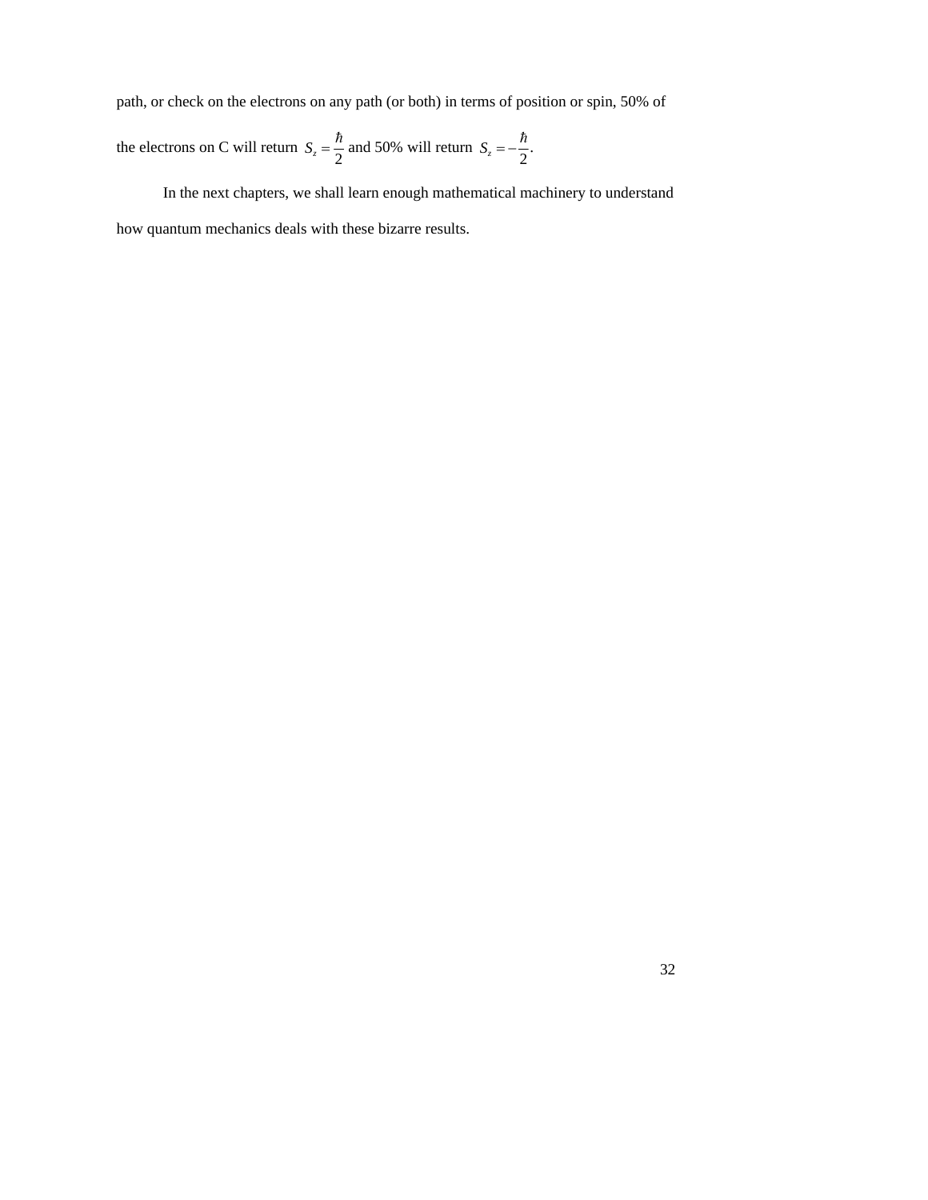path, or check on the electrons on any path (or both) in terms of position or spin, 50% of the electrons on C will return $S_z = \frac{\hbar}{2}$ and 50% will return $S_z = -\frac{\hbar}{2}$.

In the next chapters, we shall learn enough mathematical machinery to understand how quantum mechanics deals with these bizarre results.